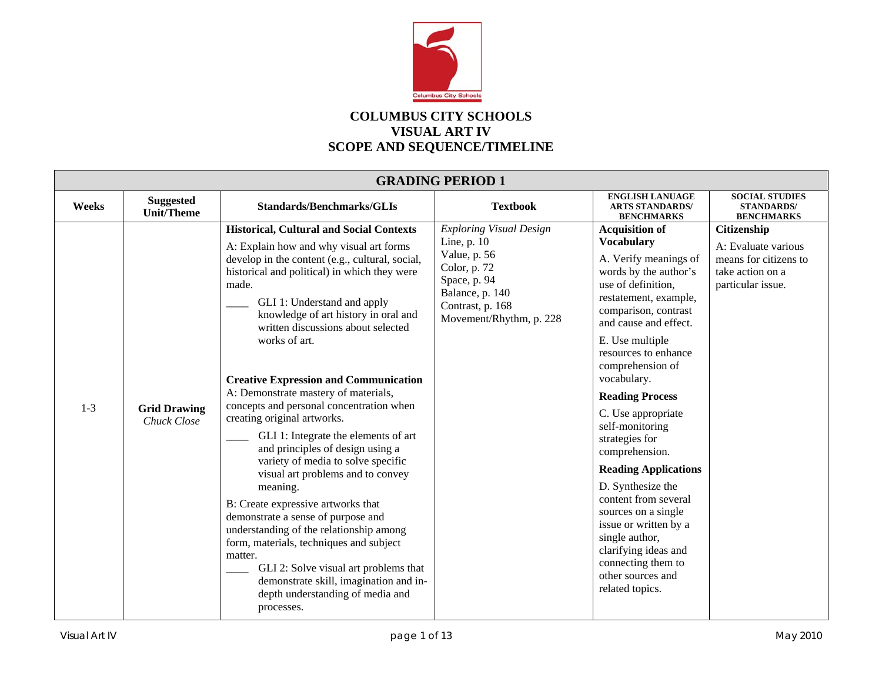# COLUMBUS CITY SCHOOLS
# VISUAL ART IV
# SCOPE AND SEQUENCE/TIMELINE

| GRADING PERIOD 1 | | | | | |
|---|---|---|---|---|---|
| **Weeks** | **Suggested Unit/Theme** | **Standards/Benchmarks/GLIs** | **Textbook** | **ENGLISH LANUAGE ARTS STANDARDS/ BENCHMARKS** | **SOCIAL STUDIES STANDARDS/ BENCHMARKS** |
| 1-3 | **Grid Drawing** *Chuck Close* | **Historical, Cultural and Social Contexts**<br>A: Explain how and why visual art forms develop in the content (e.g., cultural, social, historical and political) in which they were made.<br>____ GLI 1: Understand and apply knowledge of art history in oral and written discussions about selected works of art.<br><br>**Creative Expression and Communication**<br>A: Demonstrate mastery of materials, concepts and personal concentration when creating original artworks.<br>____ GLI 1: Integrate the elements of art and principles of design using a variety of media to solve specific visual art problems and to convey meaning.<br>B: Create expressive artworks that demonstrate a sense of purpose and understanding of the relationship among form, materials, techniques and subject matter.<br>____ GLI 2: Solve visual art problems that demonstrate skill, imagination and in-depth understanding of media and processes. | *Exploring Visual Design*<br>Line, p. 10<br>Value, p. 56<br>Color, p. 72<br>Space, p. 94<br>Balance, p. 140<br>Contrast, p. 168<br>Movement/Rhythm, p. 228 | **Acquisition of Vocabulary**<br>A. Verify meanings of words by the author's use of definition, restatement, example, comparison, contrast and cause and effect.<br>E. Use multiple resources to enhance comprehension of vocabulary.<br>**Reading Process**<br>C. Use appropriate self-monitoring strategies for comprehension.<br>**Reading Applications**<br>D. Synthesize the content from several sources on a single issue or written by a single author, clarifying ideas and connecting them to other sources and related topics. | **Citizenship**<br>A: Evaluate various means for citizens to take action on a particular issue. |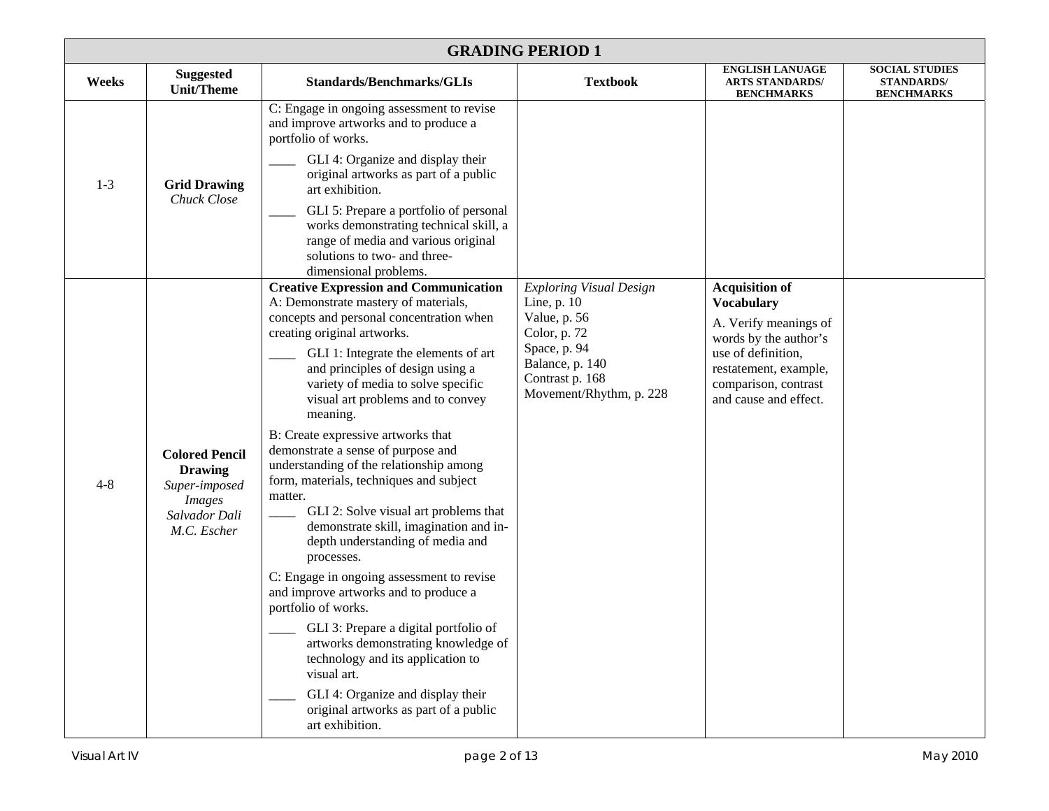| GRADING PERIOD 1 | | | | | |
|---|---|---|---|---|---|
| **Weeks** | **Suggested Unit/Theme** | **Standards/Benchmarks/GLIs** | **Textbook** | **ENGLISH LANUAGE ARTS STANDARDS/ BENCHMARKS** | **SOCIAL STUDIES STANDARDS/ BENCHMARKS** |
| 1-3 | **Grid Drawing** *Chuck Close* | C: Engage in ongoing assessment to revise and improve artworks and to produce a portfolio of works.<br>____ GLI 4: Organize and display their original artworks as part of a public art exhibition.<br>____ GLI 5: Prepare a portfolio of personal works demonstrating technical skill, a range of media and various original solutions to two- and three-dimensional problems. | | | |
| 4-8 | **Colored Pencil Drawing** *Super-imposed Images* *Salvador Dali* *M.C. Escher* | **Creative Expression and Communication**<br>A: Demonstrate mastery of materials, concepts and personal concentration when creating original artworks.<br>____ GLI 1: Integrate the elements of art and principles of design using a variety of media to solve specific visual art problems and to convey meaning.<br>B: Create expressive artworks that demonstrate a sense of purpose and understanding of the relationship among form, materials, techniques and subject matter.<br>____ GLI 2: Solve visual art problems that demonstrate skill, imagination and in-depth understanding of media and processes.<br>C: Engage in ongoing assessment to revise and improve artworks and to produce a portfolio of works.<br>____ GLI 3: Prepare a digital portfolio of artworks demonstrating knowledge of technology and its application to visual art.<br>____ GLI 4: Organize and display their original artworks as part of a public art exhibition. | *Exploring Visual Design*<br>Line, p. 10<br>Value, p. 56<br>Color, p. 72<br>Space, p. 94<br>Balance, p. 140<br>Contrast p. 168<br>Movement/Rhythm, p. 228 | **Acquisition of Vocabulary**<br>A. Verify meanings of words by the author's use of definition, restatement, example, comparison, contrast and cause and effect. | |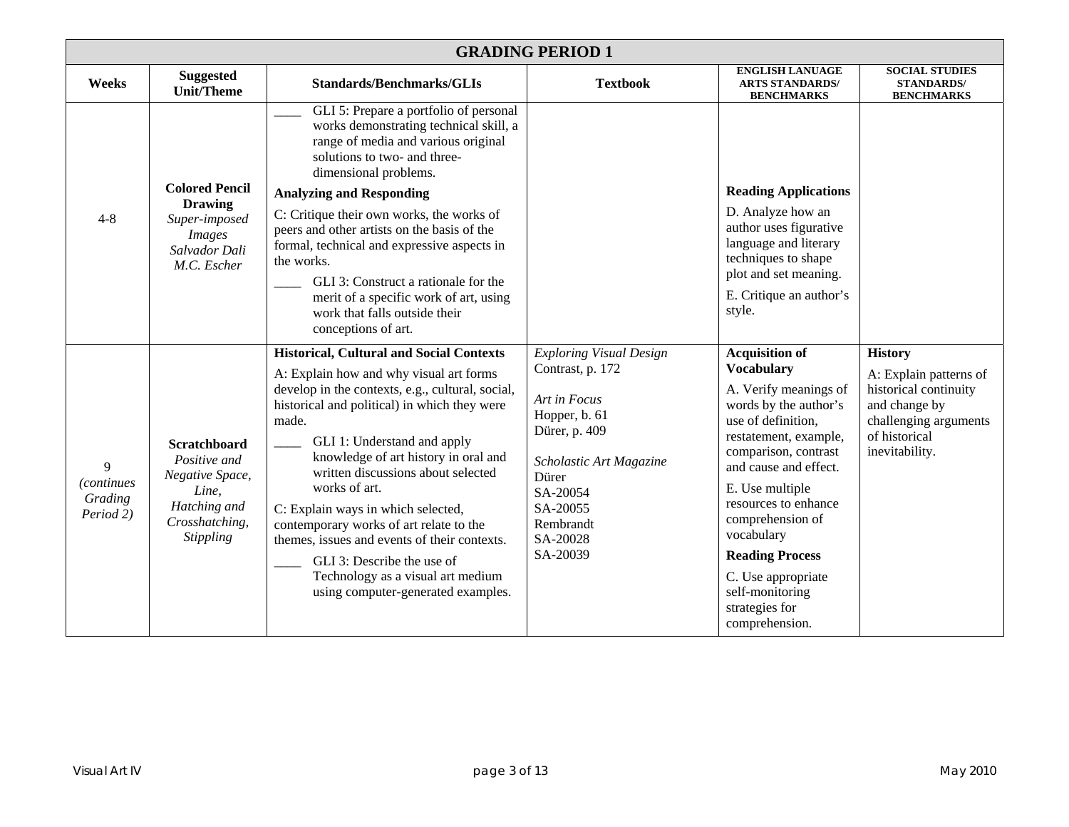| GRADING PERIOD 1 | | | | | |
|---|---|---|---|---|---|
| **Weeks** | **Suggested Unit/Theme** | **Standards/Benchmarks/GLIs** | **Textbook** | **ENGLISH LANUAGE ARTS STANDARDS/ BENCHMARKS** | **SOCIAL STUDIES STANDARDS/ BENCHMARKS** |
| 4-8 | **Colored Pencil Drawing** *Super-imposed Images* *Salvador Dali* *M.C. Escher* | ____ GLI 5: Prepare a portfolio of personal works demonstrating technical skill, a range of media and various original solutions to two- and three-dimensional problems.<br>**Analyzing and Responding**<br>C: Critique their own works, the works of peers and other artists on the basis of the formal, technical and expressive aspects in the works.<br>____ GLI 3: Construct a rationale for the merit of a specific work of art, using work that falls outside their conceptions of art. | | **Reading Applications**<br>D. Analyze how an author uses figurative language and literary techniques to shape plot and set meaning.<br>E. Critique an author's style. | |
| 9 *(continues Grading Period 2)* | **Scratchboard** *Positive and Negative Space,* *Line,* *Hatching and Crosshatching,* *Stippling* | **Historical, Cultural and Social Contexts**<br>A: Explain how and why visual art forms develop in the contexts, e.g., cultural, social, historical and political) in which they were made.<br>____ GLI 1: Understand and apply knowledge of art history in oral and written discussions about selected works of art.<br>C: Explain ways in which selected, contemporary works of art relate to the themes, issues and events of their contexts.<br>____ GLI 3: Describe the use of Technology as a visual art medium using computer-generated examples. | *Exploring Visual Design*<br>Contrast, p. 172<br><br>*Art in Focus*<br>Hopper, b. 61<br>Dürer, p. 409<br><br>*Scholastic Art Magazine*<br>Dürer<br>SA-20054<br>SA-20055<br>Rembrandt<br>SA-20028<br>SA-20039 | **Acquisition of Vocabulary**<br>A. Verify meanings of words by the author's use of definition, restatement, example, comparison, contrast and cause and effect.<br>E. Use multiple resources to enhance comprehension of vocabulary<br>**Reading Process**<br>C. Use appropriate self-monitoring strategies for comprehension. | **History**<br>A: Explain patterns of historical continuity and change by challenging arguments of historical inevitability. |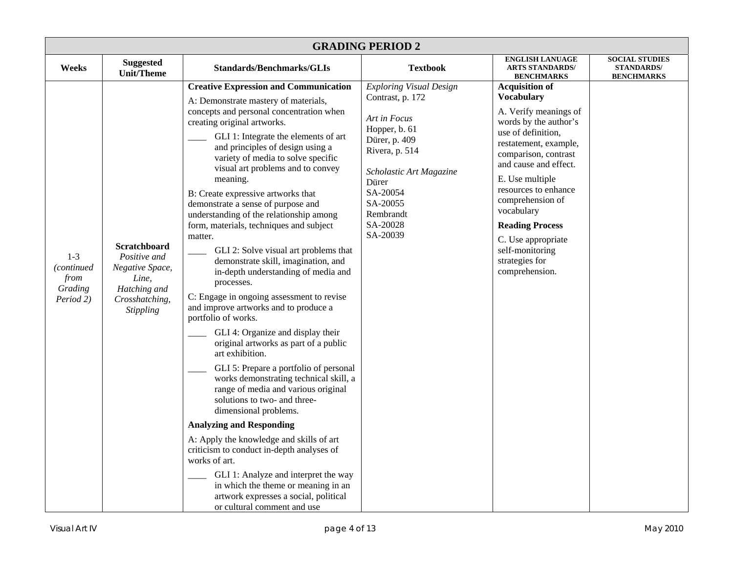| GRADING PERIOD 2 | | | | | |
|---|---|---|---|---|---|
| **Weeks** | **Suggested Unit/Theme** | **Standards/Benchmarks/GLIs** | **Textbook** | **ENGLISH LANUAGE ARTS STANDARDS/ BENCHMARKS** | **SOCIAL STUDIES STANDARDS/ BENCHMARKS** |
| 1-3 *(continued from Grading Period 2)* | **Scratchboard** *Positive and Negative Space, Line, Hatching and Crosshatching, Stippling* | **Creative Expression and Communication**<br>A: Demonstrate mastery of materials, concepts and personal concentration when creating original artworks.<br>____ GLI 1: Integrate the elements of art and principles of design using a variety of media to solve specific visual art problems and to convey meaning.<br>B: Create expressive artworks that demonstrate a sense of purpose and understanding of the relationship among form, materials, techniques and subject matter.<br>____ GLI 2: Solve visual art problems that demonstrate skill, imagination, and in-depth understanding of media and processes.<br>C: Engage in ongoing assessment to revise and improve artworks and to produce a portfolio of works.<br>____ GLI 4: Organize and display their original artworks as part of a public art exhibition.<br>____ GLI 5: Prepare a portfolio of personal works demonstrating technical skill, a range of media and various original solutions to two- and three-dimensional problems.<br>**Analyzing and Responding**<br>A: Apply the knowledge and skills of art criticism to conduct in-depth analyses of works of art.<br>____ GLI 1: Analyze and interpret the way in which the theme or meaning in an artwork expresses a social, political or cultural comment and use | *Exploring Visual Design*<br>Contrast, p. 172<br><br>*Art in Focus*<br>Hopper, b. 61<br>Dürer, p. 409<br>Rivera, p. 514<br><br>*Scholastic Art Magazine*<br>Dürer<br>SA-20054<br>SA-20055<br>Rembrandt<br>SA-20028<br>SA-20039 | **Acquisition of Vocabulary**<br>A. Verify meanings of words by the author's use of definition, restatement, example, comparison, contrast and cause and effect.<br>E. Use multiple resources to enhance comprehension of vocabulary<br>**Reading Process**<br>C. Use appropriate self-monitoring strategies for comprehension. | |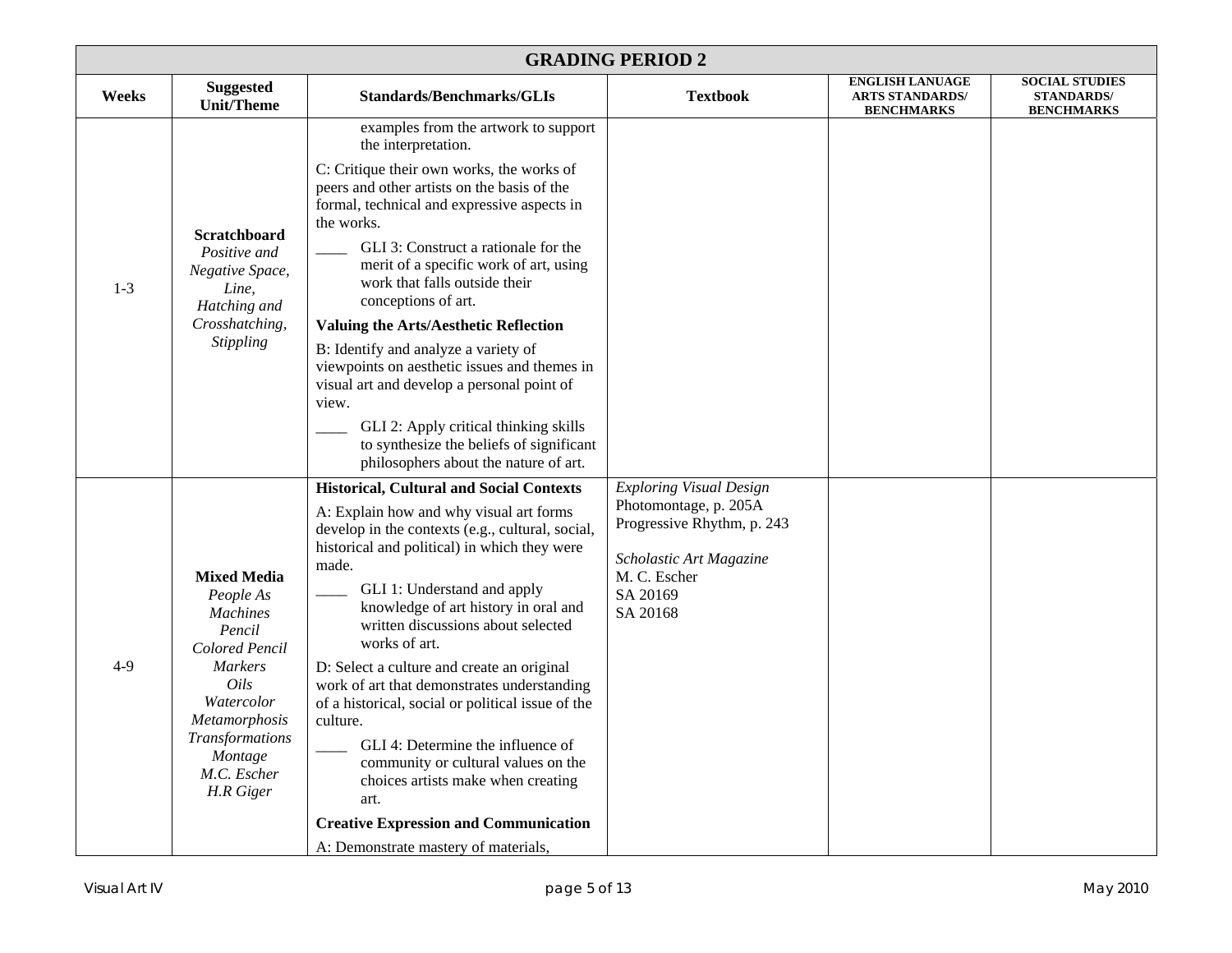| GRADING PERIOD 2 | | | | | |
|---|---|---|---|---|---|
| **Weeks** | **Suggested Unit/Theme** | **Standards/Benchmarks/GLIs** | **Textbook** | **ENGLISH LANUAGE ARTS STANDARDS/ BENCHMARKS** | **SOCIAL STUDIES STANDARDS/ BENCHMARKS** |
| 1-3 | **Scratchboard** *Positive and Negative Space, Line, Hatching and Crosshatching, Stippling* | examples from the artwork to support the interpretation.<br><br>C: Critique their own works, the works of peers and other artists on the basis of the formal, technical and expressive aspects in the works.<br><br>____ GLI 3: Construct a rationale for the merit of a specific work of art, using work that falls outside their conceptions of art.<br><br>**Valuing the Arts/Aesthetic Reflection**<br><br>B: Identify and analyze a variety of viewpoints on aesthetic issues and themes in visual art and develop a personal point of view.<br><br>____ GLI 2: Apply critical thinking skills to synthesize the beliefs of significant philosophers about the nature of art. | | | |
| 4-9 | **Mixed Media** *People As Machines Pencil Colored Pencil Markers Oils Watercolor Metamorphosis Transformations Montage M.C. Escher H.R Giger* | **Historical, Cultural and Social Contexts**<br><br>A: Explain how and why visual art forms develop in the contexts (e.g., cultural, social, historical and political) in which they were made.<br><br>____ GLI 1: Understand and apply knowledge of art history in oral and written discussions about selected works of art.<br><br>D: Select a culture and create an original work of art that demonstrates understanding of a historical, social or political issue of the culture.<br><br>____ GLI 4: Determine the influence of community or cultural values on the choices artists make when creating art.<br><br>**Creative Expression and Communication**<br><br>A: Demonstrate mastery of materials, | *Exploring Visual Design*<br>Photomontage, p. 205A<br>Progressive Rhythm, p. 243<br><br>*Scholastic Art Magazine*<br>M. C. Escher<br>SA 20169<br>SA 20168 | | |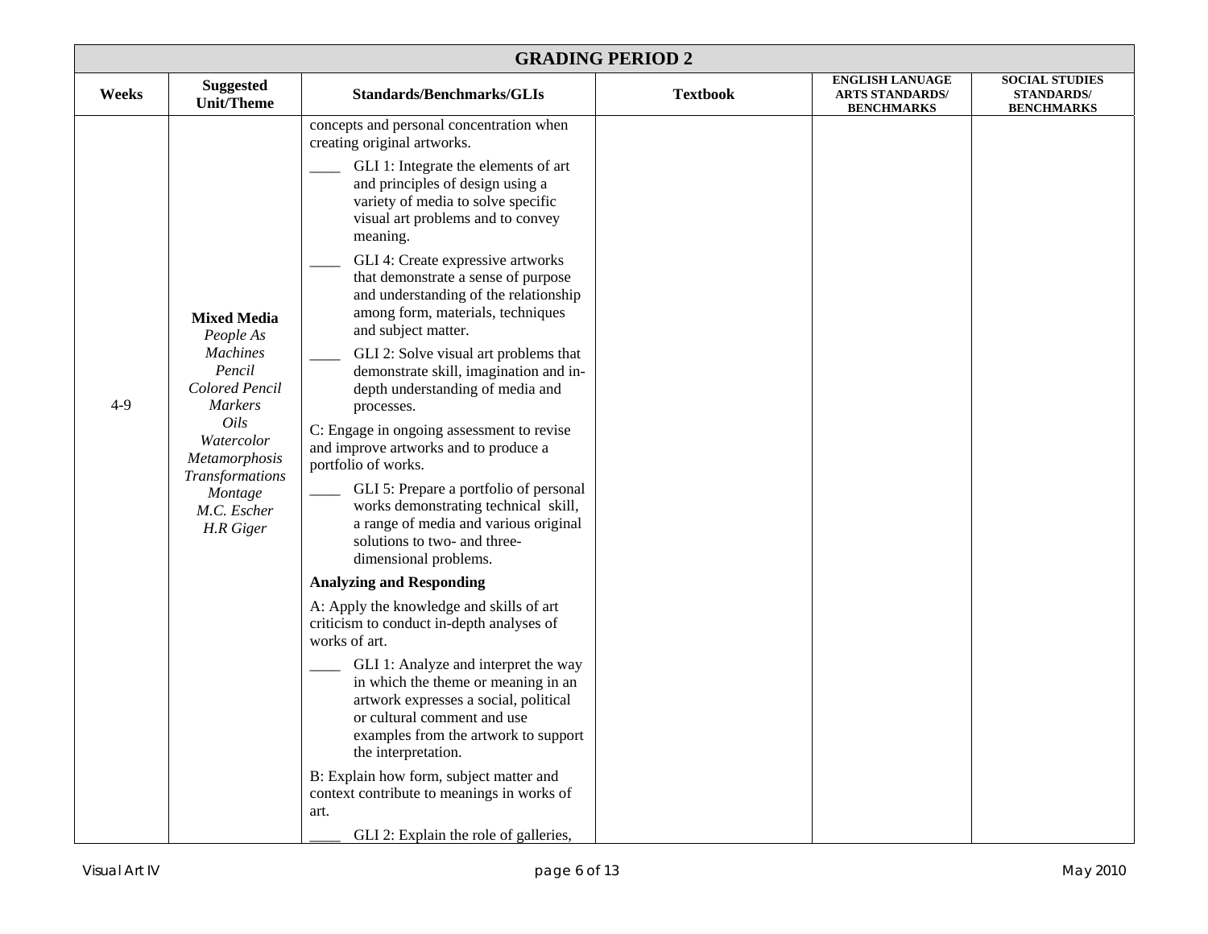## GRADING PERIOD 2

| Weeks | Suggested Unit/Theme | Standards/Benchmarks/GLIs | Textbook | ENGLISH LANUAGE ARTS STANDARDS/ BENCHMARKS | SOCIAL STUDIES STANDARDS/ BENCHMARKS |
|---|---|---|---|---|---|
| 4-9 | **Mixed Media** *People As Machines* *Pencil* *Colored Pencil* *Markers* *Oils* *Watercolor* *Metamorphosis* *Transformations* *Montage* *M.C. Escher* *H.R Giger* | concepts and personal concentration when creating original artworks.<br>____ GLI 1: Integrate the elements of art and principles of design using a variety of media to solve specific visual art problems and to convey meaning.<br>____ GLI 4: Create expressive artworks that demonstrate a sense of purpose and understanding of the relationship among form, materials, techniques and subject matter.<br>____ GLI 2: Solve visual art problems that demonstrate skill, imagination and in-depth understanding of media and processes.<br>C: Engage in ongoing assessment to revise and improve artworks and to produce a portfolio of works.<br>____ GLI 5: Prepare a portfolio of personal works demonstrating technical skill, a range of media and various original solutions to two- and three-dimensional problems.<br>**Analyzing and Responding**<br>A: Apply the knowledge and skills of art criticism to conduct in-depth analyses of works of art.<br>____ GLI 1: Analyze and interpret the way in which the theme or meaning in an artwork expresses a social, political or cultural comment and use examples from the artwork to support the interpretation.<br>B: Explain how form, subject matter and context contribute to meanings in works of art.<br>____ GLI 2: Explain the role of galleries, | | | |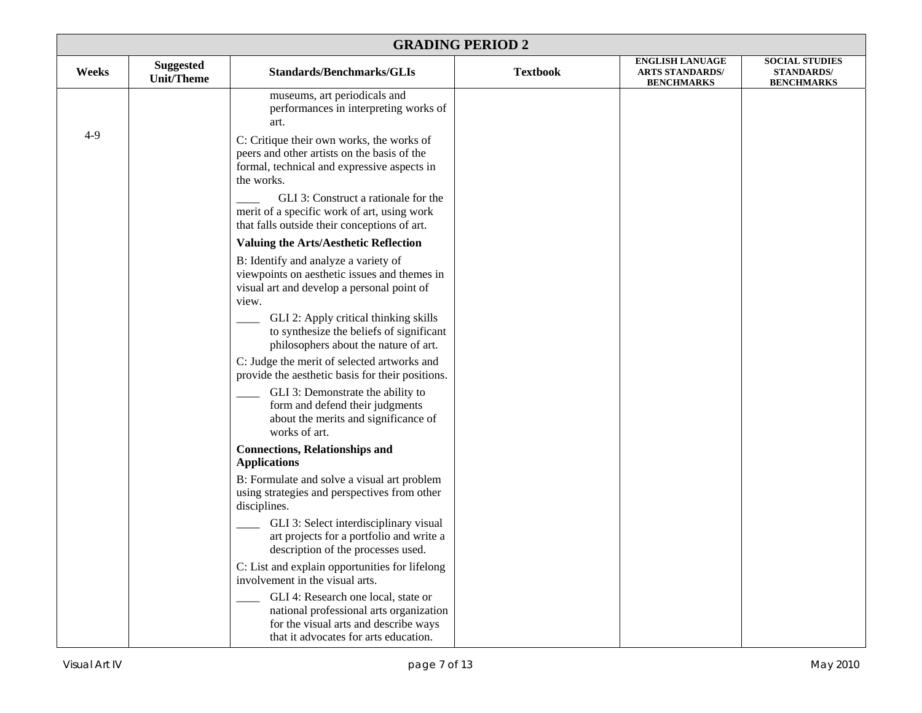| GRADING PERIOD 2 | | | | | |
|---|---|---|---|---|---|
| **Weeks** | **Suggested Unit/Theme** | **Standards/Benchmarks/GLIs** | **Textbook** | **ENGLISH LANUAGE ARTS STANDARDS/ BENCHMARKS** | **SOCIAL STUDIES STANDARDS/ BENCHMARKS** |
| 4-9 | | museums, art periodicals and performances in interpreting works of art.<br><br>C: Critique their own works, the works of peers and other artists on the basis of the formal, technical and expressive aspects in the works.<br><br>____ GLI 3: Construct a rationale for the merit of a specific work of art, using work that falls outside their conceptions of art.<br><br>**Valuing the Arts/Aesthetic Reflection**<br><br>B: Identify and analyze a variety of viewpoints on aesthetic issues and themes in visual art and develop a personal point of view.<br><br>____ GLI 2: Apply critical thinking skills to synthesize the beliefs of significant philosophers about the nature of art.<br><br>C: Judge the merit of selected artworks and provide the aesthetic basis for their positions.<br><br>____ GLI 3: Demonstrate the ability to form and defend their judgments about the merits and significance of works of art.<br><br>**Connections, Relationships and Applications**<br><br>B: Formulate and solve a visual art problem using strategies and perspectives from other disciplines.<br><br>____ GLI 3: Select interdisciplinary visual art projects for a portfolio and write a description of the processes used.<br><br>C: List and explain opportunities for lifelong involvement in the visual arts.<br><br>____ GLI 4: Research one local, state or national professional arts organization for the visual arts and describe ways that it advocates for arts education. | | | |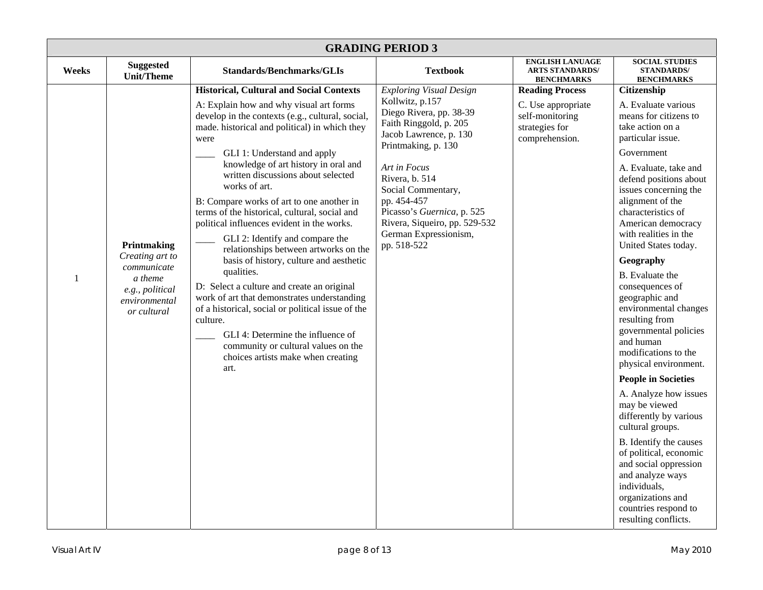| GRADING PERIOD 3 | | | | | |
|---|---|---|---|---|---|
| **Weeks** | **Suggested Unit/Theme** | **Standards/Benchmarks/GLIs** | **Textbook** | **ENGLISH LANUAGE ARTS STANDARDS/ BENCHMARKS** | **SOCIAL STUDIES STANDARDS/ BENCHMARKS** |
| 1 | **Printmaking** *Creating art to communicate a theme e.g., political environmental or cultural* | **Historical, Cultural and Social Contexts**<br>A: Explain how and why visual art forms develop in the contexts (e.g., cultural, social, made. historical and political) in which they were<br>____ GLI 1: Understand and apply knowledge of art history in oral and written discussions about selected works of art.<br>B: Compare works of art to one another in terms of the historical, cultural, social and political influences evident in the works.<br>____ GLI 2: Identify and compare the relationships between artworks on the basis of history, culture and aesthetic qualities.<br>D: Select a culture and create an original work of art that demonstrates understanding of a historical, social or political issue of the culture.<br>____ GLI 4: Determine the influence of community or cultural values on the choices artists make when creating art. | *Exploring Visual Design*<br>Kollwitz, p.157<br>Diego Rivera, pp. 38-39<br>Faith Ringgold, p. 205<br>Jacob Lawrence, p. 130<br>Printmaking, p. 130<br><br>*Art in Focus*<br>Rivera, b. 514<br>Social Commentary, pp. 454-457<br>Picasso's *Guernica*, p. 525<br>Rivera, Siqueiro, pp. 529-532<br>German Expressionism, pp. 518-522 | **Reading Process**<br>C. Use appropriate self-monitoring strategies for comprehension. | **Citizenship**<br>A. Evaluate various means for citizens to take action on a particular issue.<br>Government<br>A. Evaluate, take and defend positions about issues concerning the alignment of the characteristics of American democracy with realities in the United States today.<br>**Geography**<br>B. Evaluate the consequences of geographic and environmental changes resulting from governmental policies and human modifications to the physical environment.<br>**People in Societies**<br>A. Analyze how issues may be viewed differently by various cultural groups.<br>B. Identify the causes of political, economic and social oppression and analyze ways individuals, organizations and countries respond to resulting conflicts. |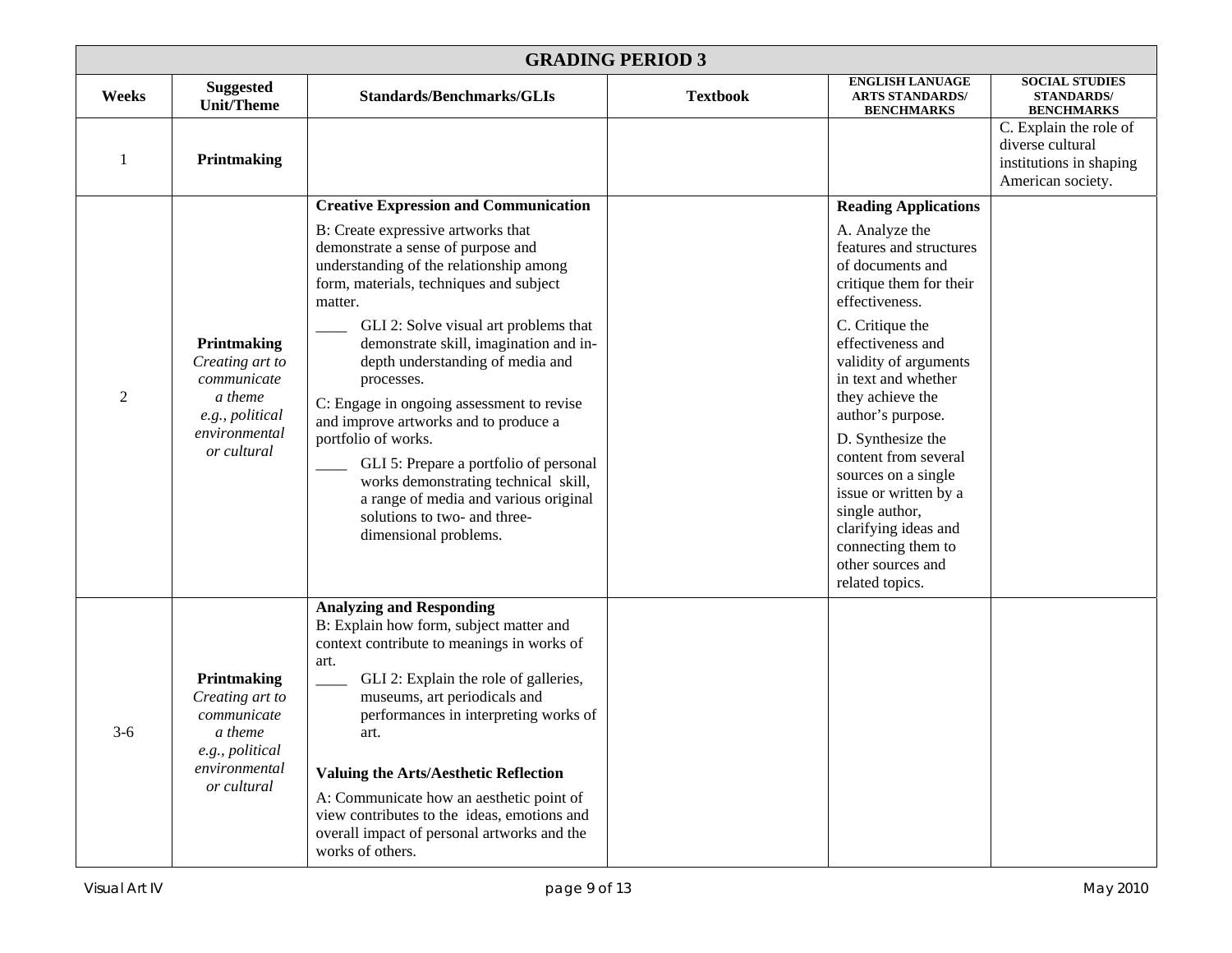| GRADING PERIOD 3 | | | | | |
|---|---|---|---|---|---|
| **Weeks** | **Suggested Unit/Theme** | **Standards/Benchmarks/GLIs** | **Textbook** | **ENGLISH LANUAGE ARTS STANDARDS/ BENCHMARKS** | **SOCIAL STUDIES STANDARDS/ BENCHMARKS** |
| 1 | **Printmaking** | | | | C. Explain the role of diverse cultural institutions in shaping American society. |
| 2 | **Printmaking** *Creating art to communicate a theme e.g., political environmental or cultural* | **Creative Expression and Communication**<br>B: Create expressive artworks that demonstrate a sense of purpose and understanding of the relationship among form, materials, techniques and subject matter.<br>____ GLI 2: Solve visual art problems that demonstrate skill, imagination and in-depth understanding of media and processes.<br>C: Engage in ongoing assessment to revise and improve artworks and to produce a portfolio of works.<br>____ GLI 5: Prepare a portfolio of personal works demonstrating technical skill, a range of media and various original solutions to two- and three-dimensional problems. | | **Reading Applications**<br>A. Analyze the features and structures of documents and critique them for their effectiveness.<br>C. Critique the effectiveness and validity of arguments in text and whether they achieve the author's purpose.<br>D. Synthesize the content from several sources on a single issue or written by a single author, clarifying ideas and connecting them to other sources and related topics. | |
| 3-6 | **Printmaking** *Creating art to communicate a theme e.g., political environmental or cultural* | **Analyzing and Responding**<br>B: Explain how form, subject matter and context contribute to meanings in works of art.<br>____ GLI 2: Explain the role of galleries, museums, art periodicals and performances in interpreting works of art.<br>**Valuing the Arts/Aesthetic Reflection**<br>A: Communicate how an aesthetic point of view contributes to the ideas, emotions and overall impact of personal artworks and the works of others. | | | |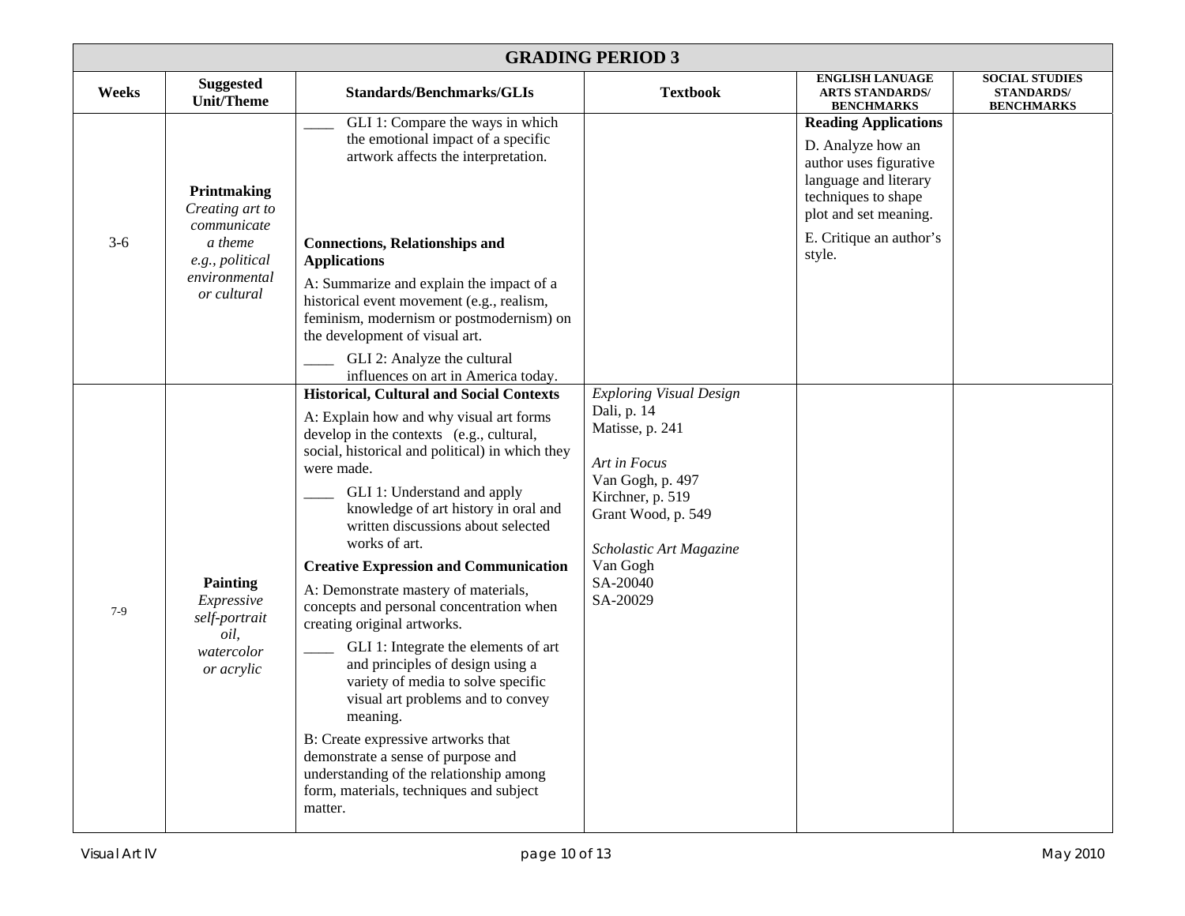| GRADING PERIOD 3 | | | | | |
|---|---|---|---|---|---|
| **Weeks** | **Suggested Unit/Theme** | **Standards/Benchmarks/GLIs** | **Textbook** | **ENGLISH LANUAGE ARTS STANDARDS/ BENCHMARKS** | **SOCIAL STUDIES STANDARDS/ BENCHMARKS** |
| 3-6 | **Printmaking** *Creating art to communicate a theme e.g., political environmental or cultural* | ____ GLI 1: Compare the ways in which the emotional impact of a specific artwork affects the interpretation.<br><br>**Connections, Relationships and Applications**<br><br>A: Summarize and explain the impact of a historical event movement (e.g., realism, feminism, modernism or postmodernism) on the development of visual art.<br><br>____ GLI 2: Analyze the cultural influences on art in America today. | | **Reading Applications**<br><br>D. Analyze how an author uses figurative language and literary techniques to shape plot and set meaning.<br><br>E. Critique an author's style. | |
| 7-9 | **Painting** *Expressive self-portrait oil, watercolor or acrylic* | **Historical, Cultural and Social Contexts**<br><br>A: Explain how and why visual art forms develop in the contexts (e.g., cultural, social, historical and political) in which they were made.<br><br>____ GLI 1: Understand and apply knowledge of art history in oral and written discussions about selected works of art.<br><br>**Creative Expression and Communication**<br><br>A: Demonstrate mastery of materials, concepts and personal concentration when creating original artworks.<br><br>____ GLI 1: Integrate the elements of art and principles of design using a variety of media to solve specific visual art problems and to convey meaning.<br><br>B: Create expressive artworks that demonstrate a sense of purpose and understanding of the relationship among form, materials, techniques and subject matter. | *Exploring Visual Design*<br>Dali, p. 14<br>Matisse, p. 241<br><br>*Art in Focus*<br>Van Gogh, p. 497<br>Kirchner, p. 519<br>Grant Wood, p. 549<br><br>*Scholastic Art Magazine*<br>Van Gogh<br>SA-20040<br>SA-20029 | | |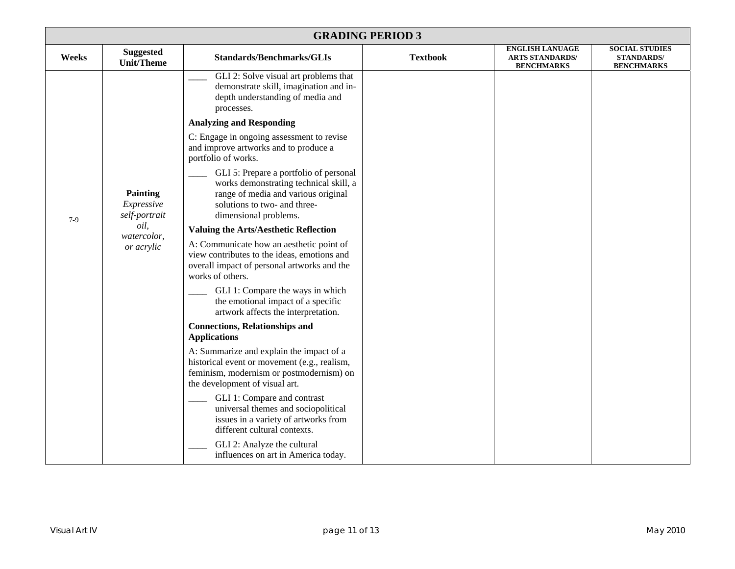| GRADING PERIOD 3 | | | | | |
|---|---|---|---|---|---|
| **Weeks** | **Suggested Unit/Theme** | **Standards/Benchmarks/GLIs** | **Textbook** | **ENGLISH LANUAGE ARTS STANDARDS/ BENCHMARKS** | **SOCIAL STUDIES STANDARDS/ BENCHMARKS** |
| 7-9 | **Painting** *Expressive self-portrait oil, watercolor, or acrylic* | ____ GLI 2: Solve visual art problems that demonstrate skill, imagination and in-depth understanding of media and processes.<br><br>**Analyzing and Responding**<br><br>C: Engage in ongoing assessment to revise and improve artworks and to produce a portfolio of works.<br><br>____ GLI 5: Prepare a portfolio of personal works demonstrating technical skill, a range of media and various original solutions to two- and three-dimensional problems.<br><br>**Valuing the Arts/Aesthetic Reflection**<br><br>A: Communicate how an aesthetic point of view contributes to the ideas, emotions and overall impact of personal artworks and the works of others.<br><br>____ GLI 1: Compare the ways in which the emotional impact of a specific artwork affects the interpretation.<br><br>**Connections, Relationships and Applications**<br><br>A: Summarize and explain the impact of a historical event or movement (e.g., realism, feminism, modernism or postmodernism) on the development of visual art.<br><br>____ GLI 1: Compare and contrast universal themes and sociopolitical issues in a variety of artworks from different cultural contexts.<br><br>____ GLI 2: Analyze the cultural influences on art in America today. | | | |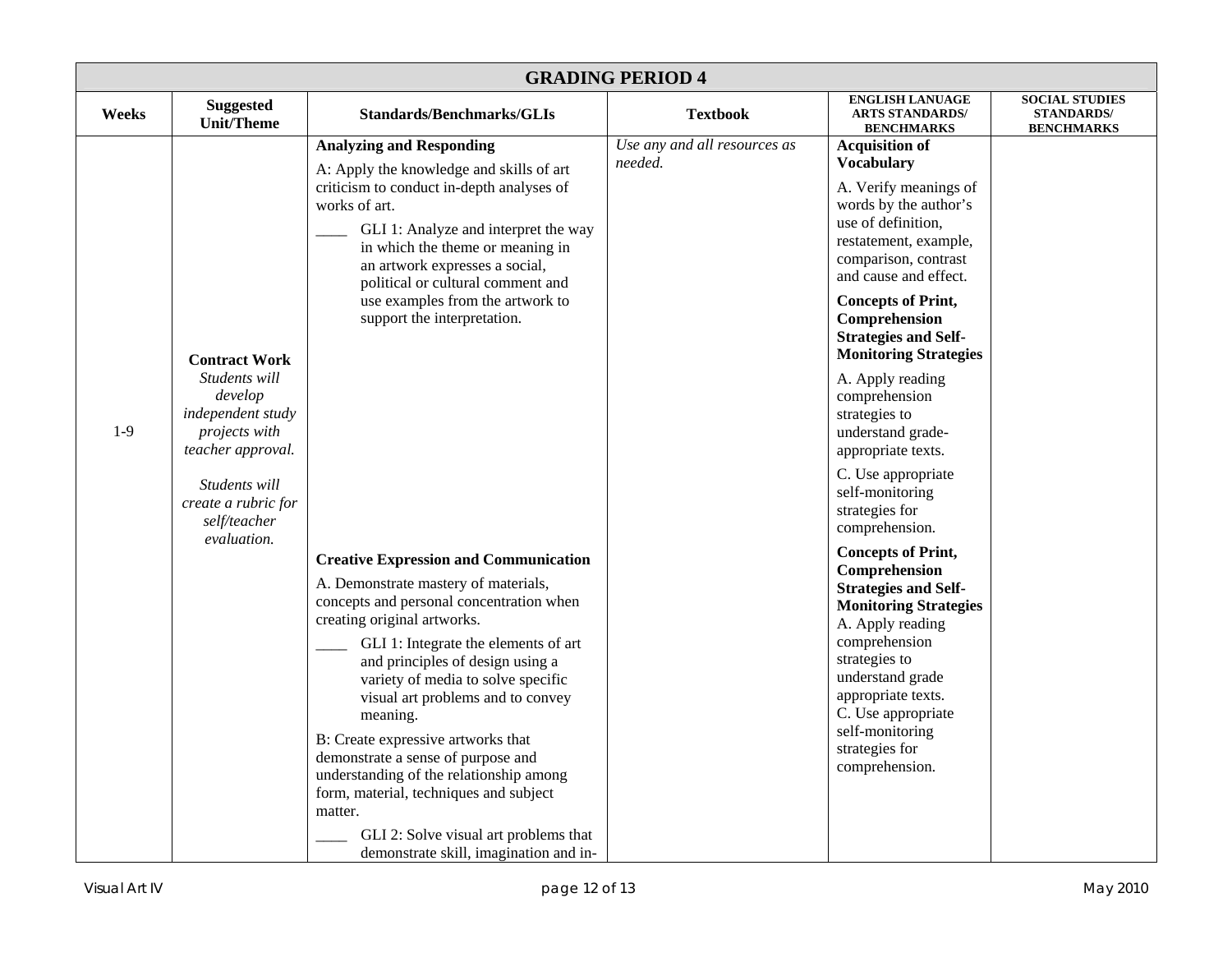| GRADING PERIOD 4 | | | | | |
|---|---|---|---|---|---|
| **Weeks** | **Suggested Unit/Theme** | **Standards/Benchmarks/GLIs** | **Textbook** | **ENGLISH LANUAGE ARTS STANDARDS/ BENCHMARKS** | **SOCIAL STUDIES STANDARDS/ BENCHMARKS** |
| 1-9 | **Contract Work** *Students will develop independent study projects with teacher approval.* <br><br> *Students will create a rubric for self/teacher evaluation.* | **Analyzing and Responding** <br> A: Apply the knowledge and skills of art criticism to conduct in-depth analyses of works of art. <br> ____ GLI 1: Analyze and interpret the way in which the theme or meaning in an artwork expresses a social, political or cultural comment and use examples from the artwork to support the interpretation. <br><br> **Creative Expression and Communication** <br> A. Demonstrate mastery of materials, concepts and personal concentration when creating original artworks. <br> ____ GLI 1: Integrate the elements of art and principles of design using a variety of media to solve specific visual art problems and to convey meaning. <br> B: Create expressive artworks that demonstrate a sense of purpose and understanding of the relationship among form, material, techniques and subject matter. <br> ____ GLI 2: Solve visual art problems that demonstrate skill, imagination and in- | *Use any and all resources as needed.* | **Acquisition of Vocabulary** <br> A. Verify meanings of words by the author's use of definition, restatement, example, comparison, contrast and cause and effect. <br> **Concepts of Print, Comprehension Strategies and Self-Monitoring Strategies** <br> A. Apply reading comprehension strategies to understand grade-appropriate texts. <br> C. Use appropriate self-monitoring strategies for comprehension. <br> **Concepts of Print, Comprehension Strategies and Self-Monitoring Strategies** <br> A. Apply reading comprehension strategies to understand grade appropriate texts. <br> C. Use appropriate self-monitoring strategies for comprehension. | |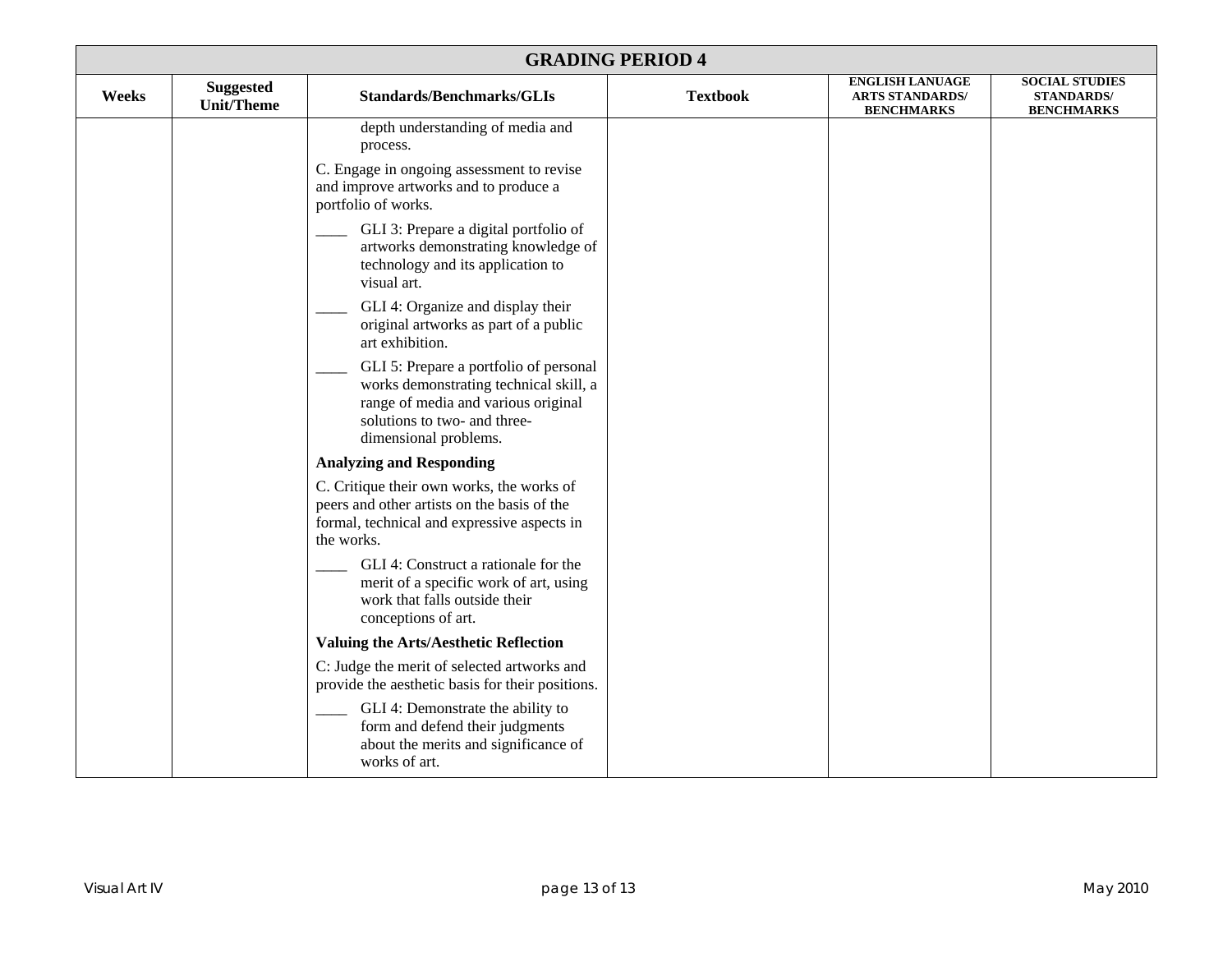| GRADING PERIOD 4 | | | | | |
|---|---|---|---|---|---|
| **Weeks** | **Suggested Unit/Theme** | **Standards/Benchmarks/GLIs** | **Textbook** | **ENGLISH LANUAGE ARTS STANDARDS/ BENCHMARKS** | **SOCIAL STUDIES STANDARDS/ BENCHMARKS** |
| | | depth understanding of media and process.<br><br>C. Engage in ongoing assessment to revise and improve artworks and to produce a portfolio of works.<br><br>____ GLI 3: Prepare a digital portfolio of artworks demonstrating knowledge of technology and its application to visual art.<br><br>____ GLI 4: Organize and display their original artworks as part of a public art exhibition.<br><br>____ GLI 5: Prepare a portfolio of personal works demonstrating technical skill, a range of media and various original solutions to two- and three-dimensional problems.<br><br>**Analyzing and Responding**<br><br>C. Critique their own works, the works of peers and other artists on the basis of the formal, technical and expressive aspects in the works.<br><br>____ GLI 4: Construct a rationale for the merit of a specific work of art, using work that falls outside their conceptions of art.<br><br>**Valuing the Arts/Aesthetic Reflection**<br><br>C: Judge the merit of selected artworks and provide the aesthetic basis for their positions.<br><br>____ GLI 4: Demonstrate the ability to form and defend their judgments about the merits and significance of works of art. | | | |